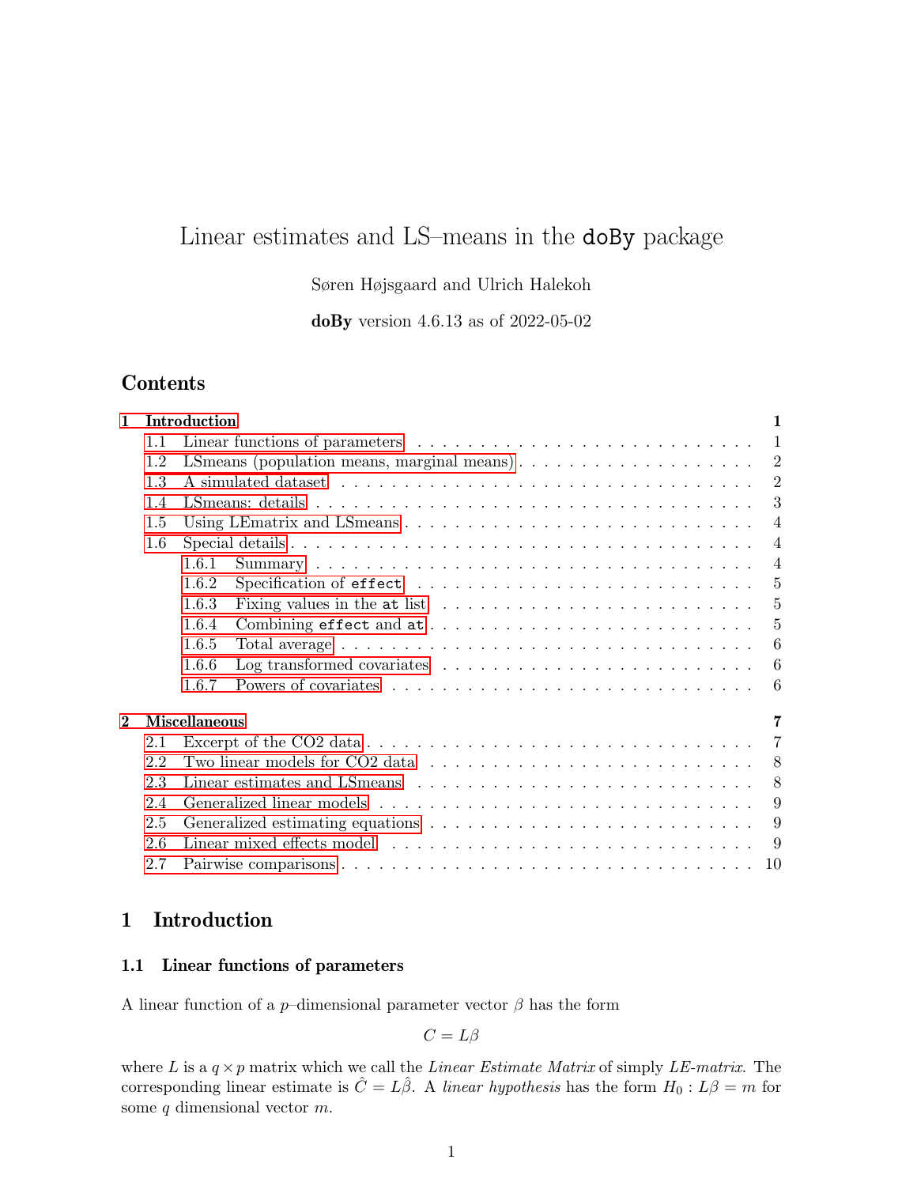# Linear estimates and LS–means in the `doBy` package

Søren Højsgaard and Ulrich Halekoh

**doBy** version 4.6.13 as of 2022-05-02

## Contents

- **1 Introduction** — 1
  - 1.1 Linear functions of parameters — 1
  - 1.2 LSmeans (population means, marginal means) — 2
  - 1.3 A simulated dataset — 2
  - 1.4 LSmeans: details — 3
  - 1.5 Using LEmatrix and LSmeans — 4
  - 1.6 Special details — 4
    - 1.6.1 Summary — 4
    - 1.6.2 Specification of `effect` — 5
    - 1.6.3 Fixing values in the `at` list — 5
    - 1.6.4 Combining `effect` and `at` — 5
    - 1.6.5 Total average — 6
    - 1.6.6 Log transformed covariates — 6
    - 1.6.7 Powers of covariates — 6
- **2 Miscellaneous** — 7
  - 2.1 Excerpt of the CO2 data — 7
  - 2.2 Two linear models for CO2 data — 8
  - 2.3 Linear estimates and LSmeans — 8
  - 2.4 Generalized linear models — 9
  - 2.5 Generalized estimating equations — 9
  - 2.6 Linear mixed effects model — 9
  - 2.7 Pairwise comparisons — 10

## 1 Introduction

### 1.1 Linear functions of parameters

A linear function of a $p$–dimensional parameter vector $\beta$ has the form

$$C = L\beta$$

where $L$ is a $q \times p$ matrix which we call the *Linear Estimate Matrix* of simply *LE-matrix*. The corresponding linear estimate is $\hat{C} = L\hat{\beta}$. A *linear hypothesis* has the form $H_0 : L\beta = m$ for some $q$ dimensional vector $m$.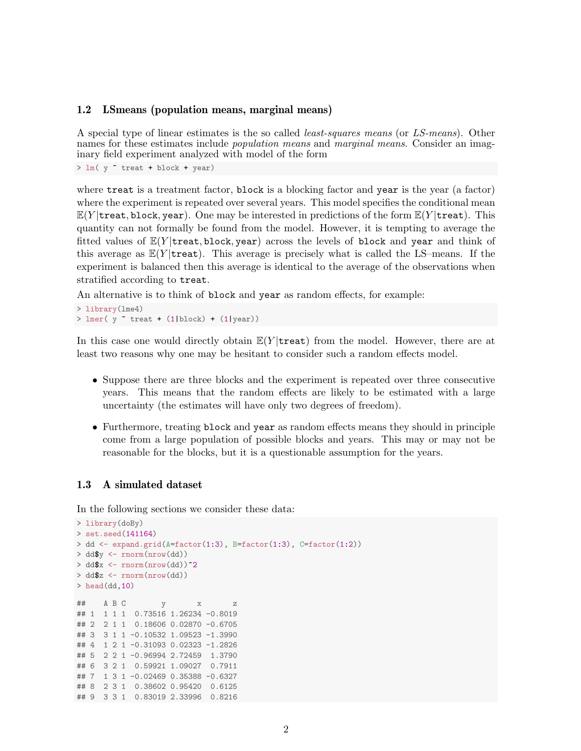## 1.2 LSmeans (population means, marginal means)

A special type of linear estimates is the so called *least-squares means* (or *LS-means*). Other names for these estimates include *population means* and *marginal means*. Consider an imaginary field experiment analyzed with model of the form

```
> lm( y ~ treat + block + year)
```

where `treat` is a treatment factor, `block` is a blocking factor and `year` is the year (a factor) where the experiment is repeated over several years. This model specifies the conditional mean $\mathbb{E}(Y|\texttt{treat}, \texttt{block}, \texttt{year})$. One may be interested in predictions of the form $\mathbb{E}(Y|\texttt{treat})$. This quantity can not formally be found from the model. However, it is tempting to average the fitted values of $\mathbb{E}(Y|\texttt{treat}, \texttt{block}, \texttt{year})$ across the levels of `block` and `year` and think of this average as $\mathbb{E}(Y|\texttt{treat})$. This average is precisely what is called the LS–means. If the experiment is balanced then this average is identical to the average of the observations when stratified according to `treat`.

An alternative is to think of `block` and `year` as random effects, for example:

```
> library(lme4)
> lmer( y ~ treat + (1|block) + (1|year))
```

In this case one would directly obtain $\mathbb{E}(Y|\texttt{treat})$ from the model. However, there are at least two reasons why one may be hesitant to consider such a random effects model.

- Suppose there are three blocks and the experiment is repeated over three consecutive years. This means that the random effects are likely to be estimated with a large uncertainty (the estimates will have only two degrees of freedom).
- Furthermore, treating `block` and `year` as random effects means they should in principle come from a large population of possible blocks and years. This may or may not be reasonable for the blocks, but it is a questionable assumption for the years.

## 1.3 A simulated dataset

In the following sections we consider these data:

```
> library(doBy)
> set.seed(141164)
> dd <- expand.grid(A=factor(1:3), B=factor(1:3), C=factor(1:2))
> dd$y <- rnorm(nrow(dd))
> dd$x <- rnorm(nrow(dd))^2
> dd$z <- rnorm(nrow(dd))
> head(dd,10)

##    A B C        y       x       z
## 1  1 1 1  0.73516 1.26234 -0.8019
## 2  2 1 1  0.18606 0.02870 -0.6705
## 3  3 1 1 -0.10532 1.09523 -1.3990
## 4  1 2 1 -0.31093 0.02323 -1.2826
## 5  2 2 1 -0.96994 2.72459  1.3790
## 6  3 2 1  0.59921 1.09027  0.7911
## 7  1 3 1 -0.02469 0.35388 -0.6327
## 8  2 3 1  0.38602 0.95420  0.6125
## 9  3 3 1  0.83019 2.33996  0.8216
```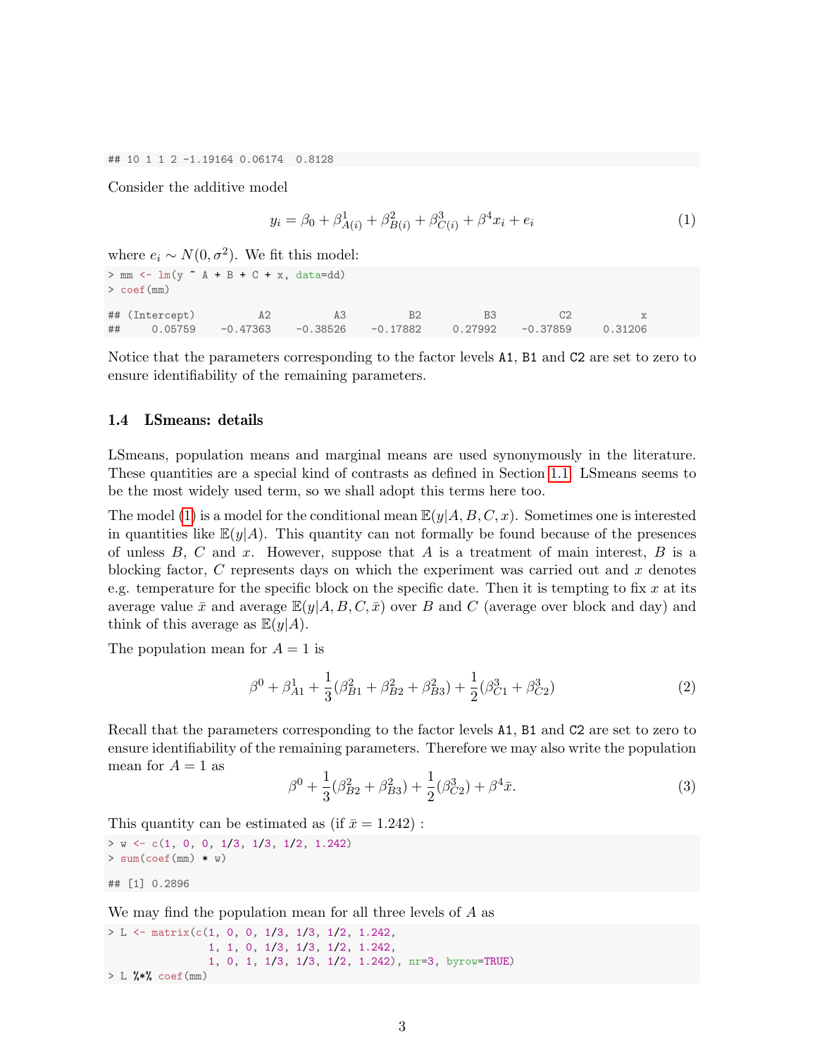```
## 10 1 1 2 -1.19164 0.06174  0.8128
```

Consider the additive model

$$y_i = \beta_0 + \beta^1_{A(i)} + \beta^2_{B(i)} + \beta^3_{C(i)} + \beta^4 x_i + e_i \tag{1}$$

where $e_i \sim N(0, \sigma^2)$. We fit this model:

```
> mm <- lm(y ~ A + B + C + x, data=dd)
> coef(mm)

## (Intercept)          A2          A3          B2          B3          C2           x
##     0.05759    -0.47363    -0.38526    -0.17882     0.27992    -0.37859     0.31206
```

Notice that the parameters corresponding to the factor levels A1, B1 and C2 are set to zero to ensure identifiability of the remaining parameters.

### 1.4 LSmeans: details

LSmeans, population means and marginal means are used synonymously in the literature. These quantities are a special kind of contrasts as defined in Section 1.1. LSmeans seems to be the most widely used term, so we shall adopt this terms here too.

The model (1) is a model for the conditional mean $\mathbb{E}(y|A, B, C, x)$. Sometimes one is interested in quantities like $\mathbb{E}(y|A)$. This quantity can not formally be found because of the presences of unless $B$, $C$ and $x$. However, suppose that $A$ is a treatment of main interest, $B$ is a blocking factor, $C$ represents days on which the experiment was carried out and $x$ denotes e.g. temperature for the specific block on the specific date. Then it is tempting to fix $x$ at its average value $\bar{x}$ and average $\mathbb{E}(y|A, B, C, \bar{x})$ over $B$ and $C$ (average over block and day) and think of this average as $\mathbb{E}(y|A)$.

The population mean for $A = 1$ is

$$\beta^0 + \beta^1_{A1} + \frac{1}{3}(\beta^2_{B1} + \beta^2_{B2} + \beta^2_{B3}) + \frac{1}{2}(\beta^3_{C1} + \beta^3_{C2}) \tag{2}$$

Recall that the parameters corresponding to the factor levels A1, B1 and C2 are set to zero to ensure identifiability of the remaining parameters. Therefore we may also write the population mean for $A = 1$ as

$$\beta^0 + \frac{1}{3}(\beta^2_{B2} + \beta^2_{B3}) + \frac{1}{2}(\beta^3_{C2}) + \beta^4 \bar{x}. \tag{3}$$

This quantity can be estimated as (if $\bar{x} = 1.242$) :

```
> w <- c(1, 0, 0, 1/3, 1/3, 1/2, 1.242)
> sum(coef(mm) * w)

## [1] 0.2896
```

We may find the population mean for all three levels of $A$ as

```
> L <- matrix(c(1, 0, 0, 1/3, 1/3, 1/2, 1.242,
                1, 1, 0, 1/3, 1/3, 1/2, 1.242,
                1, 0, 1, 1/3, 1/3, 1/2, 1.242), nr=3, byrow=TRUE)
> L %*% coef(mm)
```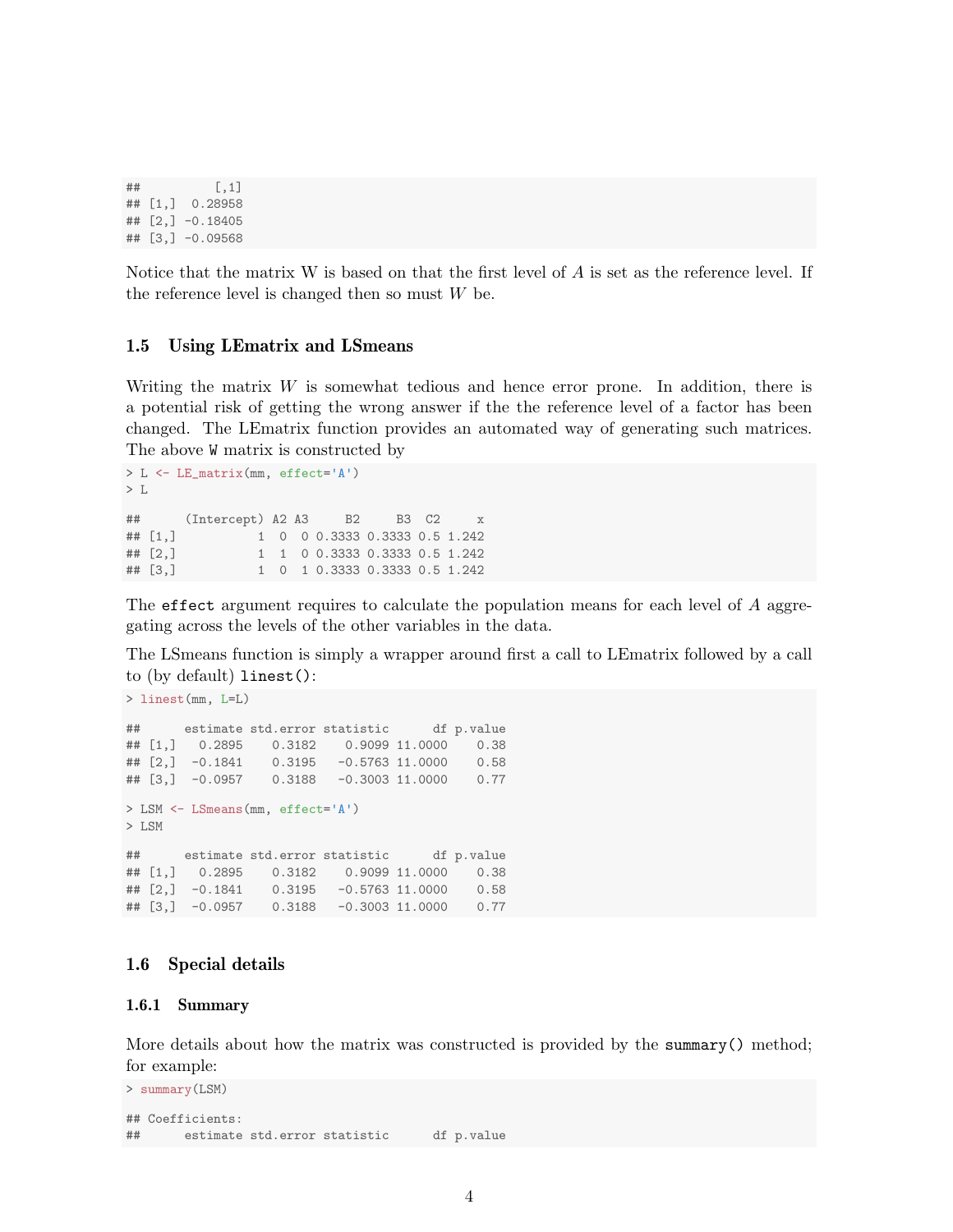```
##          [,1]
## [1,]  0.28958
## [2,] -0.18405
## [3,] -0.09568
```

Notice that the matrix W is based on that the first level of $A$ is set as the reference level. If the reference level is changed then so must $W$ be.

### 1.5 Using LEmatrix and LSmeans

Writing the matrix $W$ is somewhat tedious and hence error prone. In addition, there is a potential risk of getting the wrong answer if the the reference level of a factor has been changed. The LEmatrix function provides an automated way of generating such matrices. The above `W` matrix is constructed by

```
> L <- LE_matrix(mm, effect='A')
> L

##      (Intercept) A2 A3     B2     B3  C2     x
## [1,]           1  0  0 0.3333 0.3333 0.5 1.242
## [2,]           1  1  0 0.3333 0.3333 0.5 1.242
## [3,]           1  0  1 0.3333 0.3333 0.5 1.242
```

The `effect` argument requires to calculate the population means for each level of $A$ aggregating across the levels of the other variables in the data.

The LSmeans function is simply a wrapper around first a call to LEmatrix followed by a call to (by default) `linest()`:

```
> linest(mm, L=L)

##      estimate std.error statistic      df p.value
## [1,]   0.2895    0.3182    0.9099 11.0000    0.38
## [2,]  -0.1841    0.3195   -0.5763 11.0000    0.58
## [3,]  -0.0957    0.3188   -0.3003 11.0000    0.77

> LSM <- LSmeans(mm, effect='A')
> LSM

##      estimate std.error statistic      df p.value
## [1,]   0.2895    0.3182    0.9099 11.0000    0.38
## [2,]  -0.1841    0.3195   -0.5763 11.0000    0.58
## [3,]  -0.0957    0.3188   -0.3003 11.0000    0.77
```

### 1.6 Special details

#### 1.6.1 Summary

More details about how the matrix was constructed is provided by the `summary()` method; for example:

```
> summary(LSM)

## Coefficients:
##      estimate std.error statistic      df p.value
```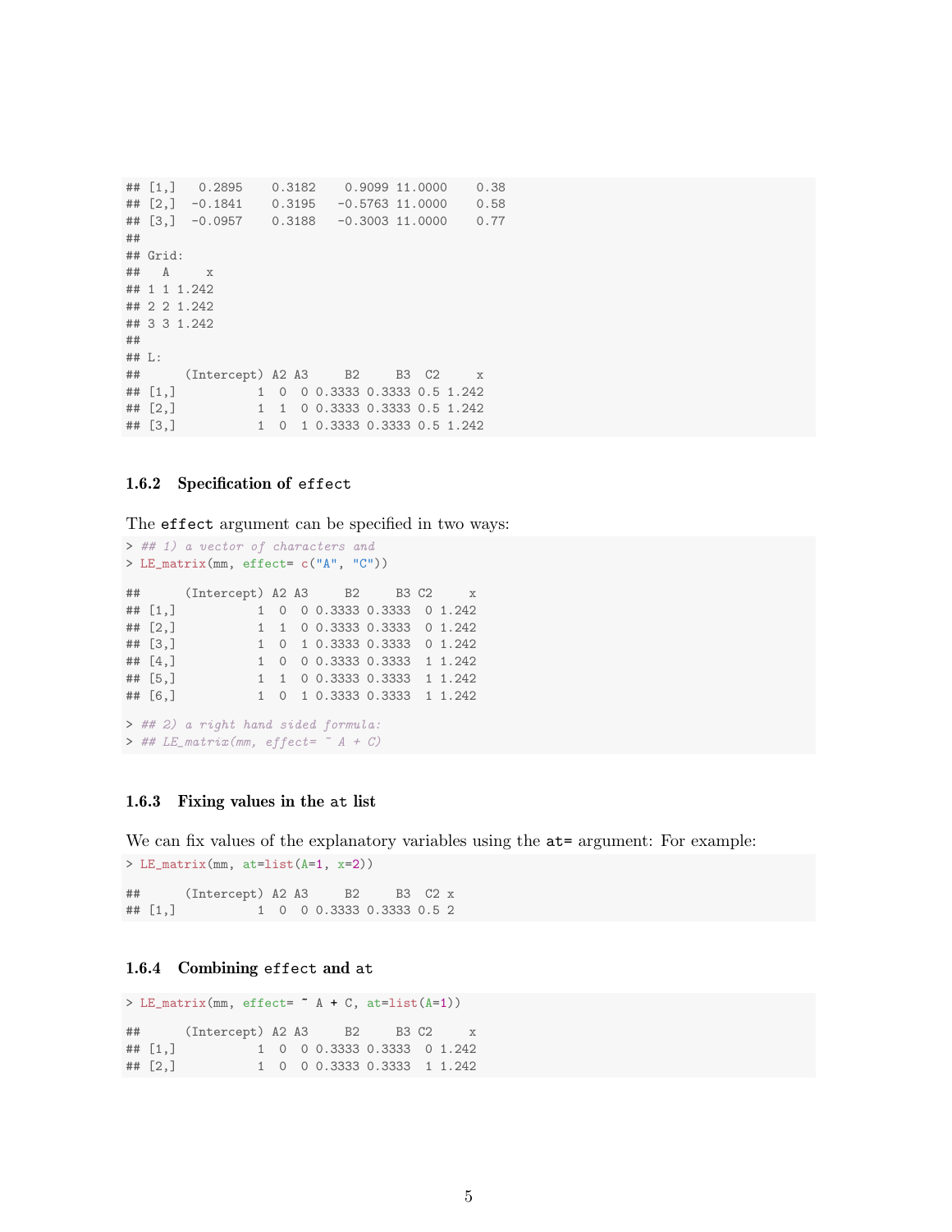```
## [1,]   0.2895    0.3182    0.9099 11.0000    0.38
## [2,]  -0.1841    0.3195   -0.5763 11.0000    0.58
## [3,]  -0.0957    0.3188   -0.3003 11.0000    0.77
##
## Grid:
##   A     x
## 1 1 1.242
## 2 2 1.242
## 3 3 1.242
##
## L:
##      (Intercept) A2 A3     B2     B3  C2     x
## [1,]           1  0  0 0.3333 0.3333 0.5 1.242
## [2,]           1  1  0 0.3333 0.3333 0.5 1.242
## [3,]           1  0  1 0.3333 0.3333 0.5 1.242
```

### 1.6.2 Specification of `effect`

The `effect` argument can be specified in two ways:

```
> ## 1) a vector of characters and
> LE_matrix(mm, effect= c("A", "C"))

##      (Intercept) A2 A3     B2     B3 C2     x
## [1,]           1  0  0 0.3333 0.3333  0 1.242
## [2,]           1  1  0 0.3333 0.3333  0 1.242
## [3,]           1  0  1 0.3333 0.3333  0 1.242
## [4,]           1  0  0 0.3333 0.3333  1 1.242
## [5,]           1  1  0 0.3333 0.3333  1 1.242
## [6,]           1  0  1 0.3333 0.3333  1 1.242

> ## 2) a right hand sided formula:
> ## LE_matrix(mm, effect= ~ A + C)
```

### 1.6.3 Fixing values in the `at` list

We can fix values of the explanatory variables using the `at=` argument: For example:

```
> LE_matrix(mm, at=list(A=1, x=2))

##      (Intercept) A2 A3     B2     B3  C2 x
## [1,]           1  0  0 0.3333 0.3333 0.5 2
```

### 1.6.4 Combining `effect` and `at`

```
> LE_matrix(mm, effect= ~ A + C, at=list(A=1))

##      (Intercept) A2 A3     B2     B3 C2     x
## [1,]           1  0  0 0.3333 0.3333  0 1.242
## [2,]           1  0  0 0.3333 0.3333  1 1.242
```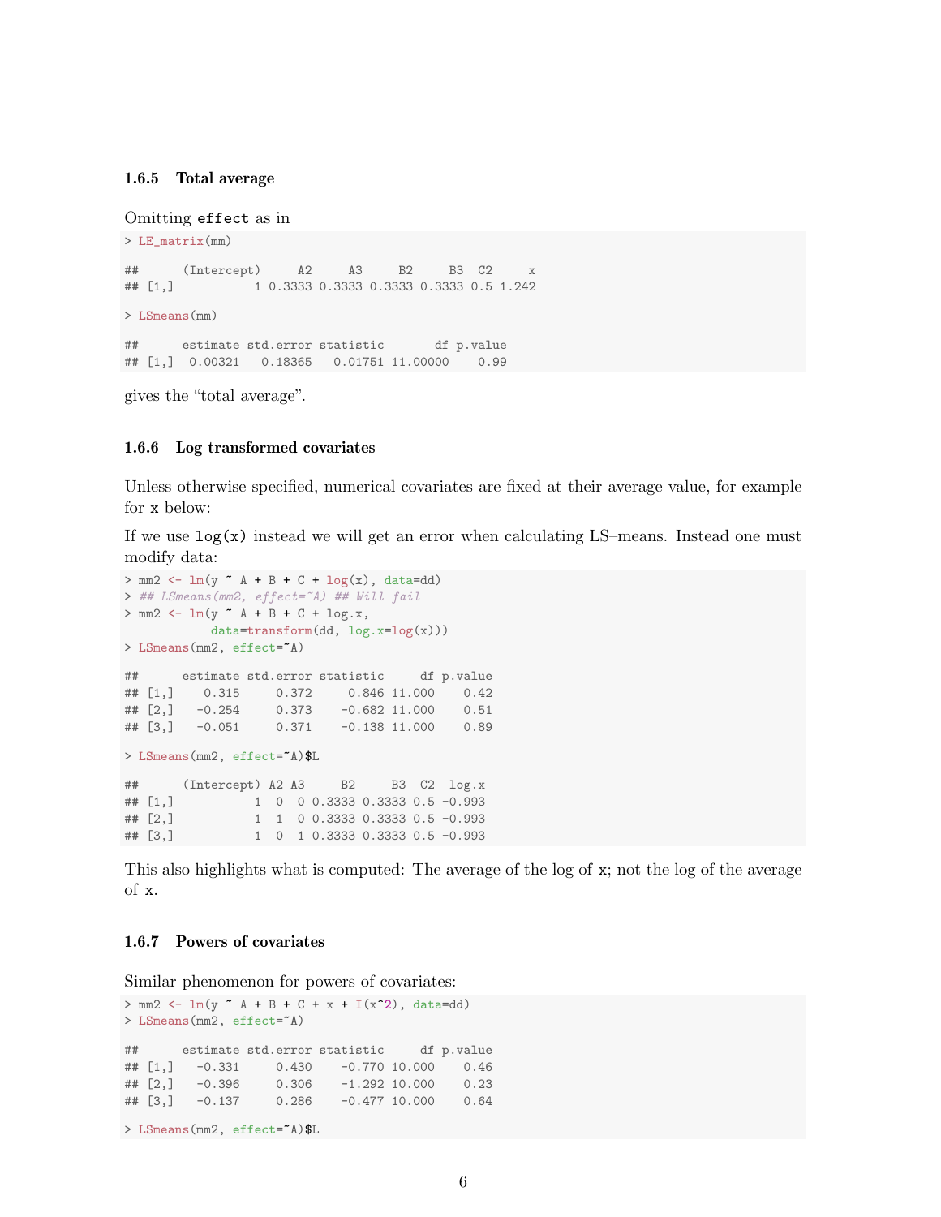### 1.6.5 Total average

Omitting `effect` as in

```
> LE_matrix(mm)

##      (Intercept)     A2     A3     B2     B3  C2     x
## [1,]           1 0.3333 0.3333 0.3333 0.3333 0.5 1.242

> LSmeans(mm)

##      estimate std.error statistic       df p.value
## [1,]  0.00321   0.18365   0.01751 11.00000    0.99
```

gives the "total average".

### 1.6.6 Log transformed covariates

Unless otherwise specified, numerical covariates are fixed at their average value, for example for `x` below:

If we use `log(x)` instead we will get an error when calculating LS–means. Instead one must modify data:

```
> mm2 <- lm(y ~ A + B + C + log(x), data=dd)
> ## LSmeans(mm2, effect=~A) ## Will fail
> mm2 <- lm(y ~ A + B + C + log.x,
            data=transform(dd, log.x=log(x)))
> LSmeans(mm2, effect=~A)

##      estimate std.error statistic     df p.value
## [1,]    0.315     0.372     0.846 11.000    0.42
## [2,]   -0.254     0.373    -0.682 11.000    0.51
## [3,]   -0.051     0.371    -0.138 11.000    0.89

> LSmeans(mm2, effect=~A)$L

##      (Intercept) A2 A3     B2     B3  C2  log.x
## [1,]           1  0  0 0.3333 0.3333 0.5 -0.993
## [2,]           1  1  0 0.3333 0.3333 0.5 -0.993
## [3,]           1  0  1 0.3333 0.3333 0.5 -0.993
```

This also highlights what is computed: The average of the log of `x`; not the log of the average of `x`.

### 1.6.7 Powers of covariates

Similar phenomenon for powers of covariates:

```
> mm2 <- lm(y ~ A + B + C + x + I(x^2), data=dd)
> LSmeans(mm2, effect=~A)

##      estimate std.error statistic     df p.value
## [1,]   -0.331     0.430    -0.770 10.000    0.46
## [2,]   -0.396     0.306    -1.292 10.000    0.23
## [3,]   -0.137     0.286    -0.477 10.000    0.64

> LSmeans(mm2, effect=~A)$L
```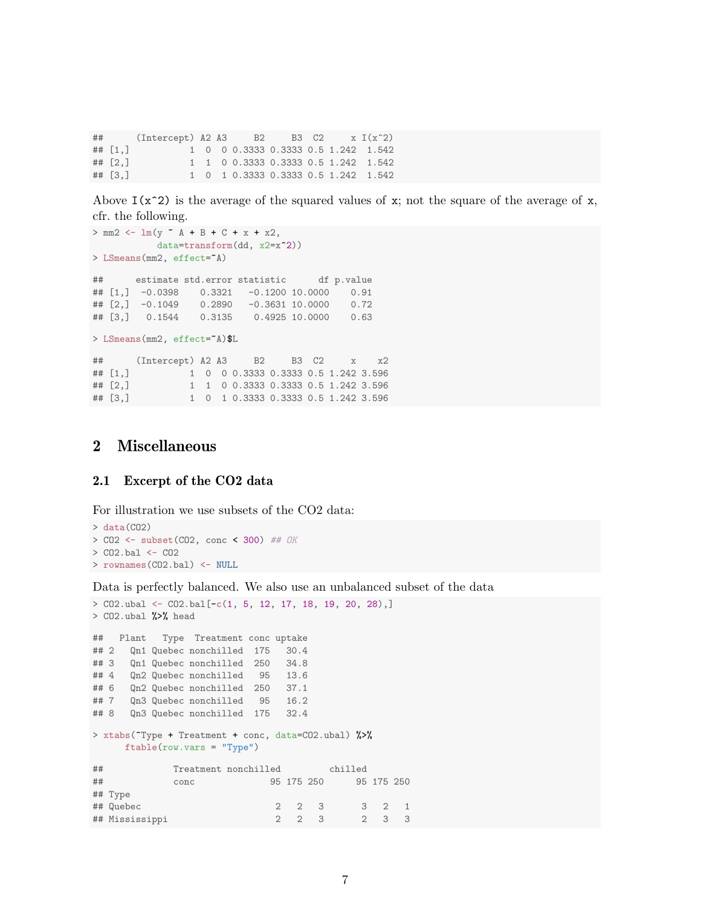```
##      (Intercept) A2 A3     B2     B3  C2     x I(x^2)
## [1,]           1  0  0 0.3333 0.3333 0.5 1.242  1.542
## [2,]           1  1  0 0.3333 0.3333 0.5 1.242  1.542
## [3,]           1  0  1 0.3333 0.3333 0.5 1.242  1.542
```

Above `I(x^2)` is the average of the squared values of `x`; not the square of the average of `x`, cfr. the following.

```
> mm2 <- lm(y ~ A + B + C + x + x2,
            data=transform(dd, x2=x^2))
> LSmeans(mm2, effect=~A)

##      estimate std.error statistic      df p.value
## [1,]  -0.0398    0.3321   -0.1200 10.0000    0.91
## [2,]  -0.1049    0.2890   -0.3631 10.0000    0.72
## [3,]   0.1544    0.3135    0.4925 10.0000    0.63

> LSmeans(mm2, effect=~A)$L

##      (Intercept) A2 A3     B2     B3  C2     x    x2
## [1,]           1  0  0 0.3333 0.3333 0.5 1.242 3.596
## [2,]           1  1  0 0.3333 0.3333 0.5 1.242 3.596
## [3,]           1  0  1 0.3333 0.3333 0.5 1.242 3.596
```

# 2 Miscellaneous

## 2.1 Excerpt of the CO2 data

For illustration we use subsets of the CO2 data:

```
> data(CO2)
> CO2 <- subset(CO2, conc < 300) ## OK
> CO2.bal <- CO2
> rownames(CO2.bal) <- NULL
```

Data is perfectly balanced. We also use an unbalanced subset of the data

```
> CO2.ubal <- CO2.bal[-c(1, 5, 12, 17, 18, 19, 20, 28),]
> CO2.ubal %>% head

##   Plant   Type  Treatment conc uptake
## 2   Qn1 Quebec nonchilled  175   30.4
## 3   Qn1 Quebec nonchilled  250   34.8
## 4   Qn2 Quebec nonchilled   95   13.6
## 6   Qn2 Quebec nonchilled  250   37.1
## 7   Qn3 Quebec nonchilled   95   16.2
## 8   Qn3 Quebec nonchilled  175   32.4

> xtabs(~Type + Treatment + conc, data=CO2.ubal) %>%
      ftable(row.vars = "Type")

##             Treatment nonchilled         chilled
##             conc              95 175 250      95 175 250
## Type
## Quebec                         2   2   3       3   2   1
## Mississippi                    2   2   3       2   3   3
```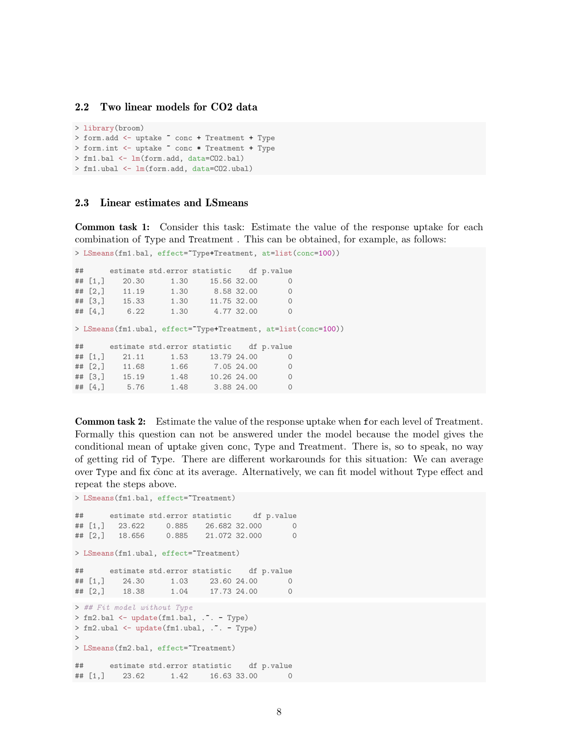### 2.2 Two linear models for CO2 data

```
> library(broom)
> form.add <- uptake ~ conc + Treatment + Type
> form.int <- uptake ~ conc * Treatment + Type
> fm1.bal <- lm(form.add, data=CO2.bal)
> fm1.ubal <- lm(form.add, data=CO2.ubal)
```

### 2.3 Linear estimates and LSmeans

**Common task 1:** Consider this task: Estimate the value of the response uptake for each combination of Type and Treatment . This can be obtained, for example, as follows:

```
> LSmeans(fm1.bal, effect=~Type+Treatment, at=list(conc=100))

##      estimate std.error statistic    df p.value
## [1,]    20.30      1.30     15.56 32.00       0
## [2,]    11.19      1.30      8.58 32.00       0
## [3,]    15.33      1.30     11.75 32.00       0
## [4,]     6.22      1.30      4.77 32.00       0

> LSmeans(fm1.ubal, effect=~Type+Treatment, at=list(conc=100))

##      estimate std.error statistic    df p.value
## [1,]    21.11      1.53     13.79 24.00       0
## [2,]    11.68      1.66      7.05 24.00       0
## [3,]    15.19      1.48     10.26 24.00       0
## [4,]     5.76      1.48      3.88 24.00       0
```

**Common task 2:** Estimate the value of the response uptake when for each level of Treatment. Formally this question can not be answered under the model because the model gives the conditional mean of uptake given conc, Type and Treatment. There is, so to speak, no way of getting rid of Type. There are different workarounds for this situation: We can average over Type and fix conc at its average. Alternatively, we can fit model without Type effect and repeat the steps above.

```
> LSmeans(fm1.bal, effect=~Treatment)

##      estimate std.error statistic     df p.value
## [1,]   23.622     0.885    26.682 32.000       0
## [2,]   18.656     0.885    21.072 32.000       0

> LSmeans(fm1.ubal, effect=~Treatment)

##      estimate std.error statistic    df p.value
## [1,]    24.30      1.03     23.60 24.00       0
## [2,]    18.38      1.04     17.73 24.00       0
```

```
> ## Fit model without Type
> fm2.bal <- update(fm1.bal, .~. - Type)
> fm2.ubal <- update(fm1.ubal, .~. - Type)
>
> LSmeans(fm2.bal, effect=~Treatment)

##      estimate std.error statistic    df p.value
## [1,]    23.62      1.42     16.63 33.00       0
```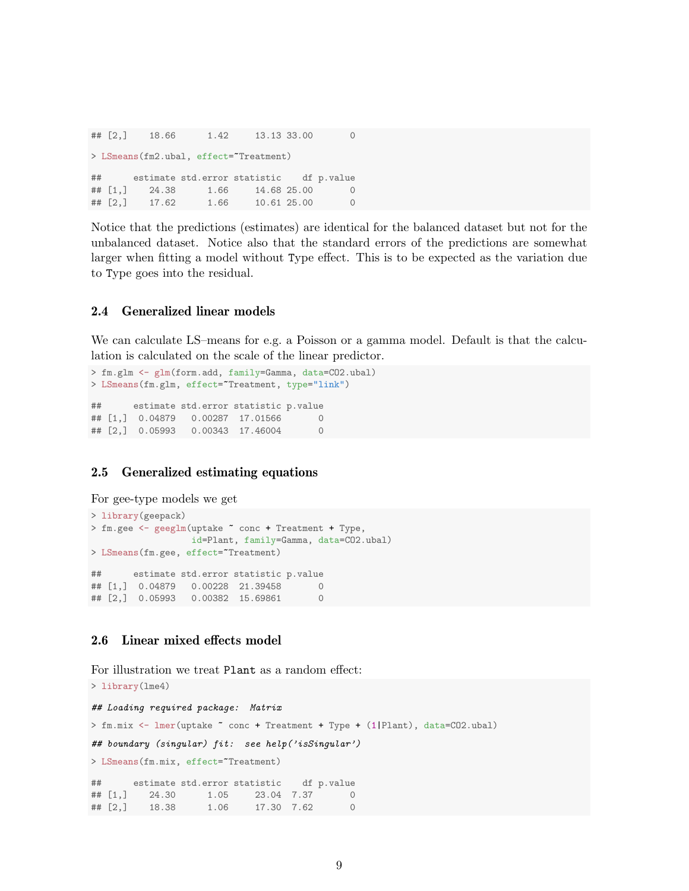```
## [2,]    18.66      1.42     13.13 33.00       0
```

```
> LSmeans(fm2.ubal, effect=~Treatment)

##      estimate std.error statistic    df p.value
## [1,]    24.38      1.66     14.68 25.00       0
## [2,]    17.62      1.66     10.61 25.00       0
```

Notice that the predictions (estimates) are identical for the balanced dataset but not for the unbalanced dataset. Notice also that the standard errors of the predictions are somewhat larger when fitting a model without Type effect. This is to be expected as the variation due to Type goes into the residual.

### 2.4 Generalized linear models

We can calculate LS–means for e.g. a Poisson or a gamma model. Default is that the calculation is calculated on the scale of the linear predictor.

```
> fm.glm <- glm(form.add, family=Gamma, data=CO2.ubal)
> LSmeans(fm.glm, effect=~Treatment, type="link")

##      estimate std.error statistic p.value
## [1,]  0.04879   0.00287  17.01566       0
## [2,]  0.05993   0.00343  17.46004       0
```

### 2.5 Generalized estimating equations

For gee-type models we get

```
> library(geepack)
> fm.gee <- geeglm(uptake ~ conc + Treatment + Type,
                   id=Plant, family=Gamma, data=CO2.ubal)
> LSmeans(fm.gee, effect=~Treatment)

##      estimate std.error statistic p.value
## [1,]  0.04879   0.00228  21.39458       0
## [2,]  0.05993   0.00382  15.69861       0
```

### 2.6 Linear mixed effects model

For illustration we treat Plant as a random effect:

```
> library(lme4)

## Loading required package:  Matrix

> fm.mix <- lmer(uptake ~ conc + Treatment + Type + (1|Plant), data=CO2.ubal)

## boundary (singular) fit:  see help('isSingular')

> LSmeans(fm.mix, effect=~Treatment)

##      estimate std.error statistic    df p.value
## [1,]    24.30      1.05     23.04  7.37       0
## [2,]    18.38      1.06     17.30  7.62       0
```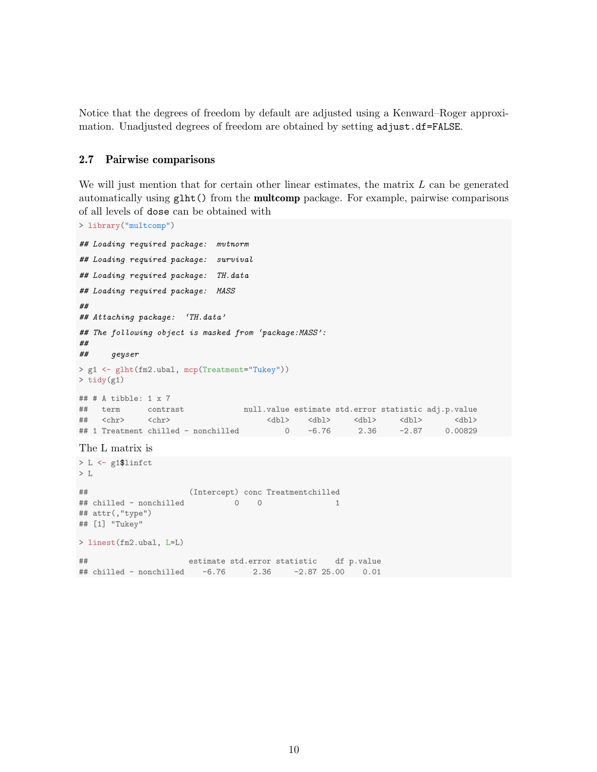Notice that the degrees of freedom by default are adjusted using a Kenward–Roger approximation. Unadjusted degrees of freedom are obtained by setting `adjust.df=FALSE`.

### 2.7 Pairwise comparisons

We will just mention that for certain other linear estimates, the matrix $L$ can be generated automatically using `glht()` from the **multcomp** package. For example, pairwise comparisons of all levels of `dose` can be obtained with

```
> library("multcomp")

## Loading required package:  mvtnorm

## Loading required package:  survival

## Loading required package:  TH.data

## Loading required package:  MASS

##
## Attaching package:  'TH.data'

## The following object is masked from 'package:MASS':
##
##     geyser

> g1 <- glht(fm2.ubal, mcp(Treatment="Tukey"))
> tidy(g1)

## # A tibble: 1 x 7
##   term      contrast             null.value estimate std.error statistic adj.p.value
##   <chr>     <chr>                     <dbl>    <dbl>     <dbl>     <dbl>       <dbl>
## 1 Treatment chilled - nonchilled          0    -6.76      2.36     -2.87     0.00829
```

The L matrix is

```
> L <- g1$linfct
> L

##                      (Intercept) conc Treatmentchilled
## chilled - nonchilled           0    0                1
## attr(,"type")
## [1] "Tukey"

> linest(fm2.ubal, L=L)

##                      estimate std.error statistic    df p.value
## chilled - nonchilled    -6.76      2.36     -2.87 25.00    0.01
```